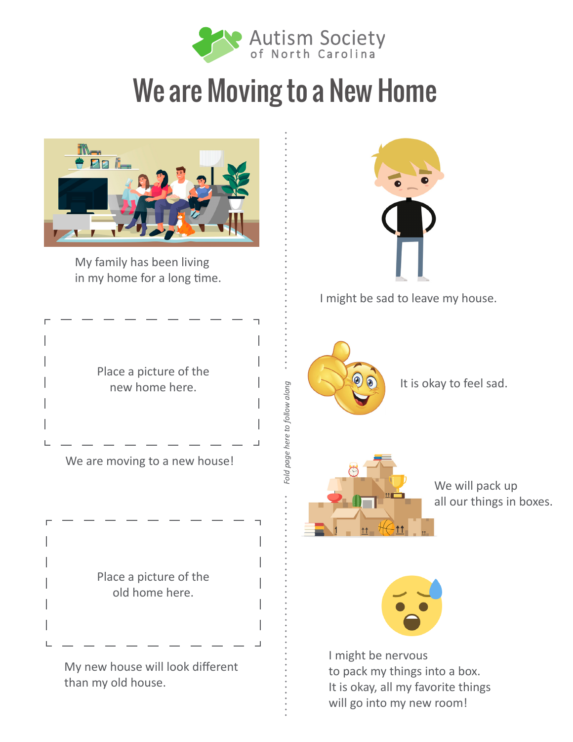Autism Society of North Carolina

# We are Moving to a New Home

My family has been living in my home for a long time.

Place a picture of the new home here.

We are moving to a new house!

Place a picture of the old home here.

My new house will look different than my old house.

*Fold page here to follow along*

I might be sad to leave my house.

It is okay to feel sad.

We will pack up all our things in boxes.

I might be nervous to pack my things into a box. It is okay, all my favorite things will go into my new room!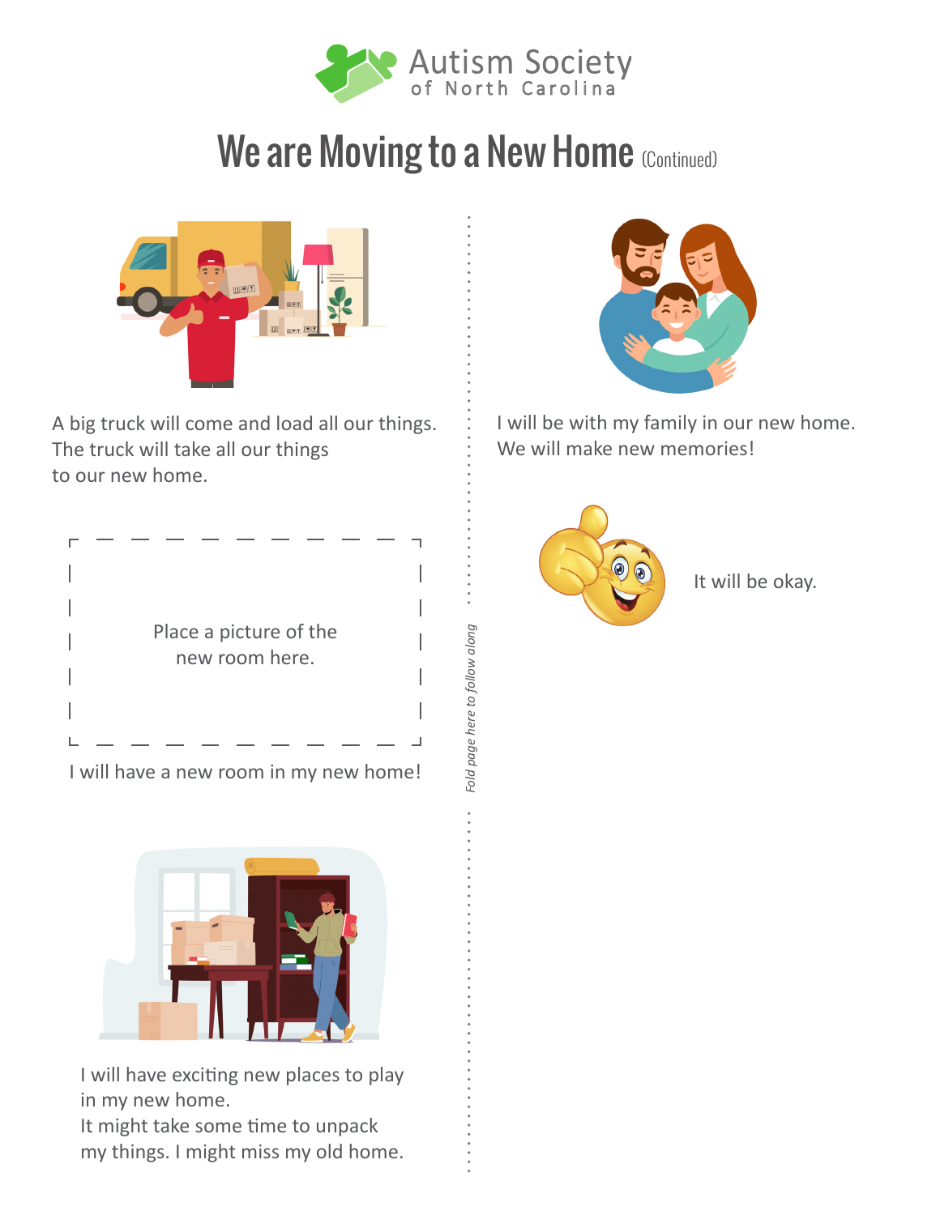Autism Society of North Carolina

# We are Moving to a New Home (Continued)

A big truck will come and load all our things. The truck will take all our things to our new home.

Place a picture of the new room here.

I will have a new room in my new home!

I will have exciting new places to play in my new home.
It might take some time to unpack my things. I might miss my old home.

*Fold page here to follow along*

I will be with my family in our new home.
We will make new memories!

It will be okay.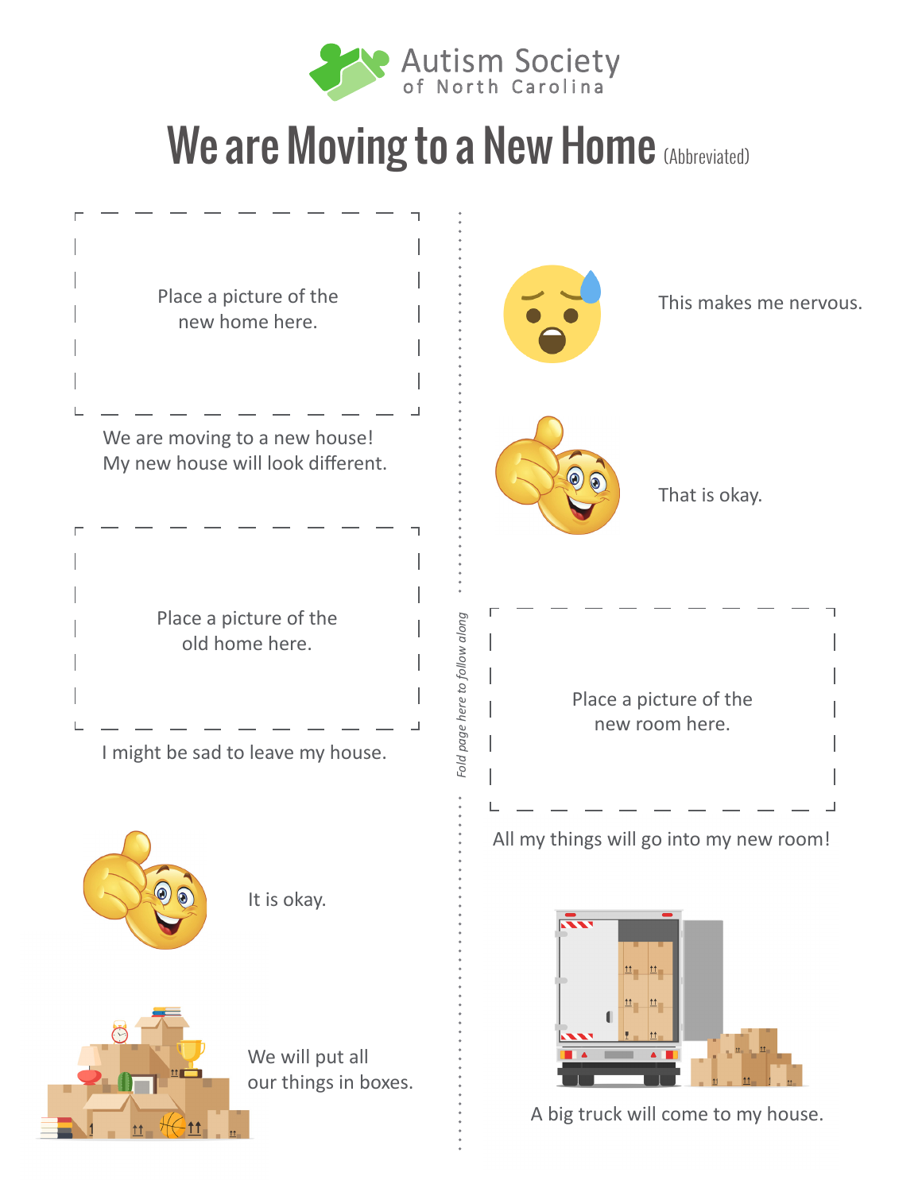Autism Society of North Carolina

# We are Moving to a New Home (Abbreviated)

Place a picture of the new home here.

We are moving to a new house!
My new house will look different.

Place a picture of the old home here.

I might be sad to leave my house.

It is okay.

We will put all our things in boxes.

*Fold page here to follow along*

This makes me nervous.

That is okay.

Place a picture of the new room here.

All my things will go into my new room!

A big truck will come to my house.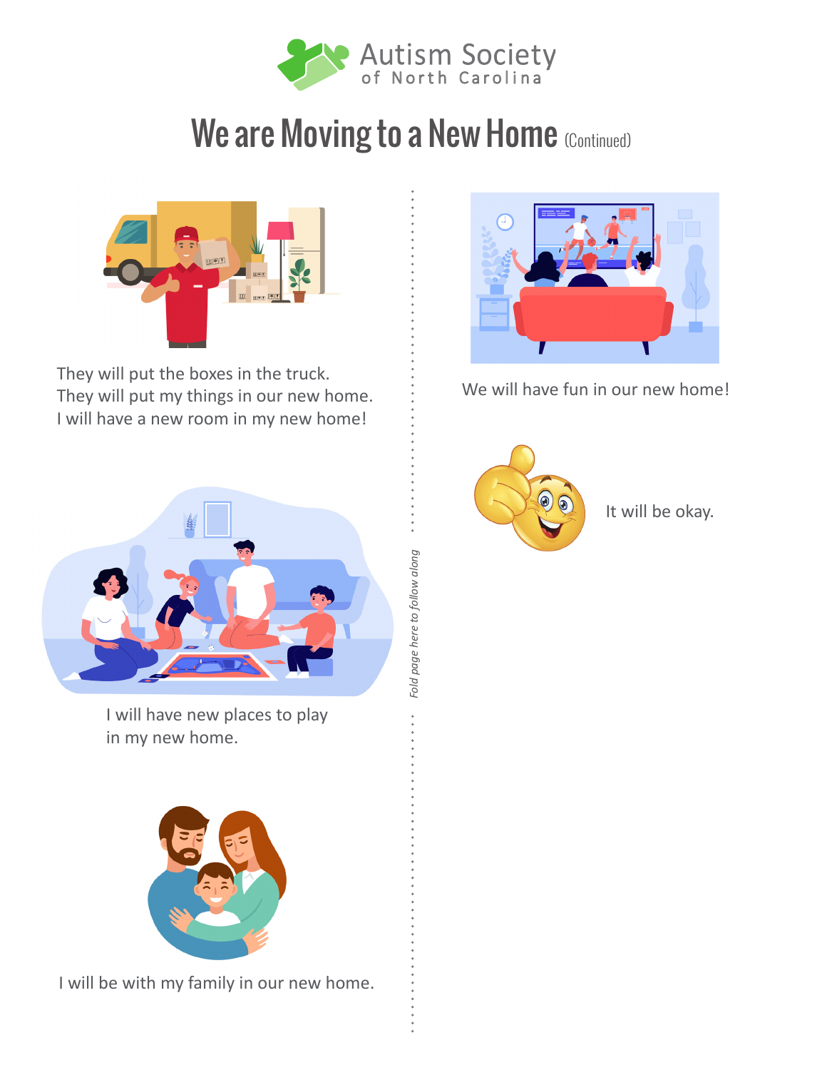Autism Society of North Carolina

# We are Moving to a New Home (Continued)

They will put the boxes in the truck.
They will put my things in our new home.
I will have a new room in my new home!

I will have new places to play
in my new home.

I will be with my family in our new home.

We will have fun in our new home!

It will be okay.

*Fold page here to follow along*